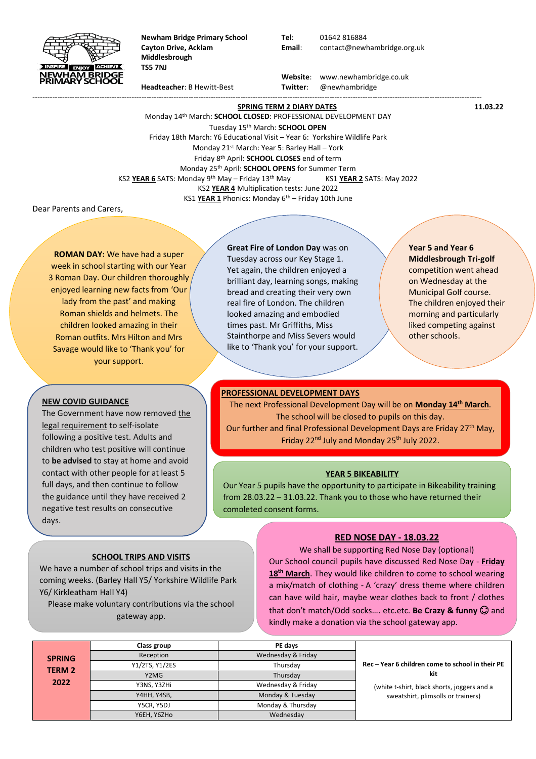**Newham Bridge Primary School**
**Cayton Drive, Acklam**
**Middlesbrough**
**TS5 7NJ**

**Headteacher**: B Hewitt-Best

**Tel**: 01642 816884
**Email**: contact@newhambridge.org.uk

**Website**: www.newhambridge.co.uk
**Twitter**: @newhambridge

---

## SPRING TERM 2 DIARY DATES

**11.03.22**

Monday 14th March: **SCHOOL CLOSED**: PROFESSIONAL DEVELOPMENT DAY
Tuesday 15th March: **SCHOOL OPEN**
Friday 18th March: Y6 Educational Visit – Year 6: Yorkshire Wildlife Park
Monday 21st March: Year 5: Barley Hall – York
Friday 8th April: **SCHOOL CLOSES** end of term
Monday 25th April: **SCHOOL OPENS** for Summer Term
KS2 **YEAR 6** SATS: Monday 9th May – Friday 13th May
KS1 **YEAR 2** SATS: May 2022
KS2 **YEAR 4** Multiplication tests: June 2022
KS1 **YEAR 1** Phonics: Monday 6th – Friday 10th June

Dear Parents and Carers,

**ROMAN DAY:** We have had a super week in school starting with our Year 3 Roman Day. Our children thoroughly enjoyed learning new facts from 'Our lady from the past' and making Roman shields and helmets. The children looked amazing in their Roman outfits. Mrs Hilton and Mrs Savage would like to 'Thank you' for your support.

**Great Fire of London Day** was on Tuesday across our Key Stage 1. Yet again, the children enjoyed a brilliant day, learning songs, making bread and creating their very own real fire of London. The children looked amazing and embodied times past. Mr Griffiths, Miss Stainthorpe and Miss Severs would like to 'Thank you' for your support.

**Year 5 and Year 6 Middlesbrough Tri-golf** competition went ahead on Wednesday at the Municipal Golf course. The children enjoyed their morning and particularly liked competing against other schools.

### NEW COVID GUIDANCE

The Government have now removed the legal requirement to self-isolate following a positive test. Adults and children who test positive will continue to **be advised** to stay at home and avoid contact with other people for at least 5 full days, and then continue to follow the guidance until they have received 2 negative test results on consecutive days.

### PROFESSIONAL DEVELOPMENT DAYS

The next Professional Development Day will be on **Monday 14th March**. The school will be closed to pupils on this day.
Our further and final Professional Development Days are Friday 27th May, Friday 22nd July and Monday 25th July 2022.

### YEAR 5 BIKEABILITY

Our Year 5 pupils have the opportunity to participate in Bikeability training from 28.03.22 – 31.03.22. Thank you to those who have returned their completed consent forms.

### SCHOOL TRIPS AND VISITS

We have a number of school trips and visits in the coming weeks. (Barley Hall Y5/ Yorkshire Wildlife Park Y6/ Kirkleatham Hall Y4)
Please make voluntary contributions via the school gateway app.

### RED NOSE DAY - 18.03.22

We shall be supporting Red Nose Day (optional)
Our School council pupils have discussed Red Nose Day - **Friday 18th March**. They would like children to come to school wearing a mix/match of clothing - A 'crazy' dress theme where children can have wild hair, maybe wear clothes back to front / clothes that don't match/Odd socks…. etc.etc. **Be Crazy & funny** ☺ and kindly make a donation via the school gateway app.

| SPRING TERM 2 2022 | Class group | PE days | |
|---|---|---|---|
| | Reception | Wednesday & Friday | **Rec – Year 6 children come to school in their PE kit** (white t-shirt, black shorts, joggers and a sweatshirt, plimsolls or trainers) |
| | Y1/2TS, Y1/2ES | Thursday | |
| | Y2MG | Thursday | |
| | Y3NS, Y3ZHi | Wednesday & Friday | |
| | Y4HH, Y4SB, | Monday & Tuesday | |
| | Y5CR, Y5DJ | Monday & Thursday | |
| | Y6EH, Y6ZHo | Wednesday | |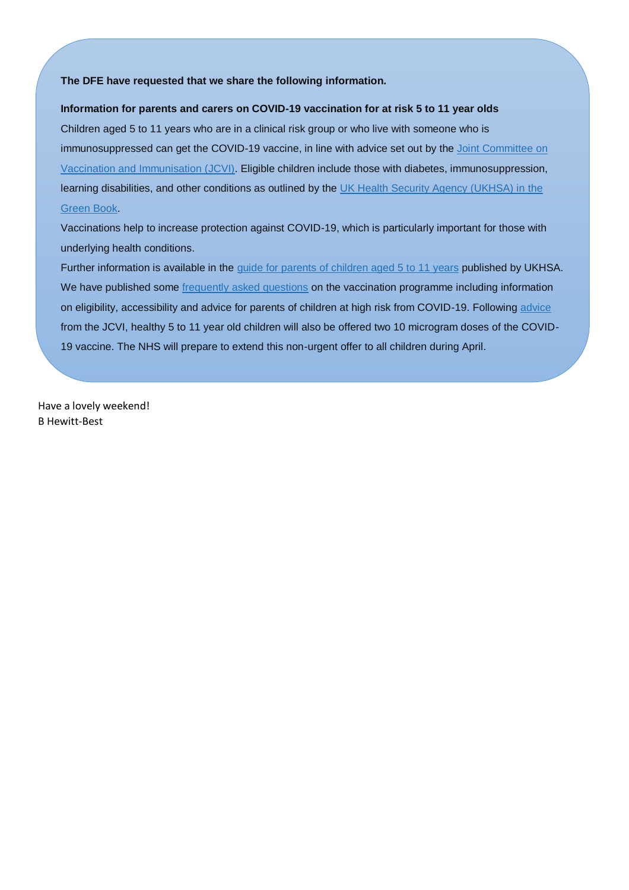**The DFE have requested that we share the following information.**

**Information for parents and carers on COVID-19 vaccination for at risk 5 to 11 year olds**

Children aged 5 to 11 years who are in a clinical risk group or who live with someone who is immunosuppressed can get the COVID-19 vaccine, in line with advice set out by the Joint Committee on Vaccination and Immunisation (JCVI). Eligible children include those with diabetes, immunosuppression, learning disabilities, and other conditions as outlined by the UK Health Security Agency (UKHSA) in the Green Book.

Vaccinations help to increase protection against COVID-19, which is particularly important for those with underlying health conditions.

Further information is available in the guide for parents of children aged 5 to 11 years published by UKHSA. We have published some frequently asked questions on the vaccination programme including information on eligibility, accessibility and advice for parents of children at high risk from COVID-19. Following advice from the JCVI, healthy 5 to 11 year old children will also be offered two 10 microgram doses of the COVID-19 vaccine. The NHS will prepare to extend this non-urgent offer to all children during April.

Have a lovely weekend!
B Hewitt-Best